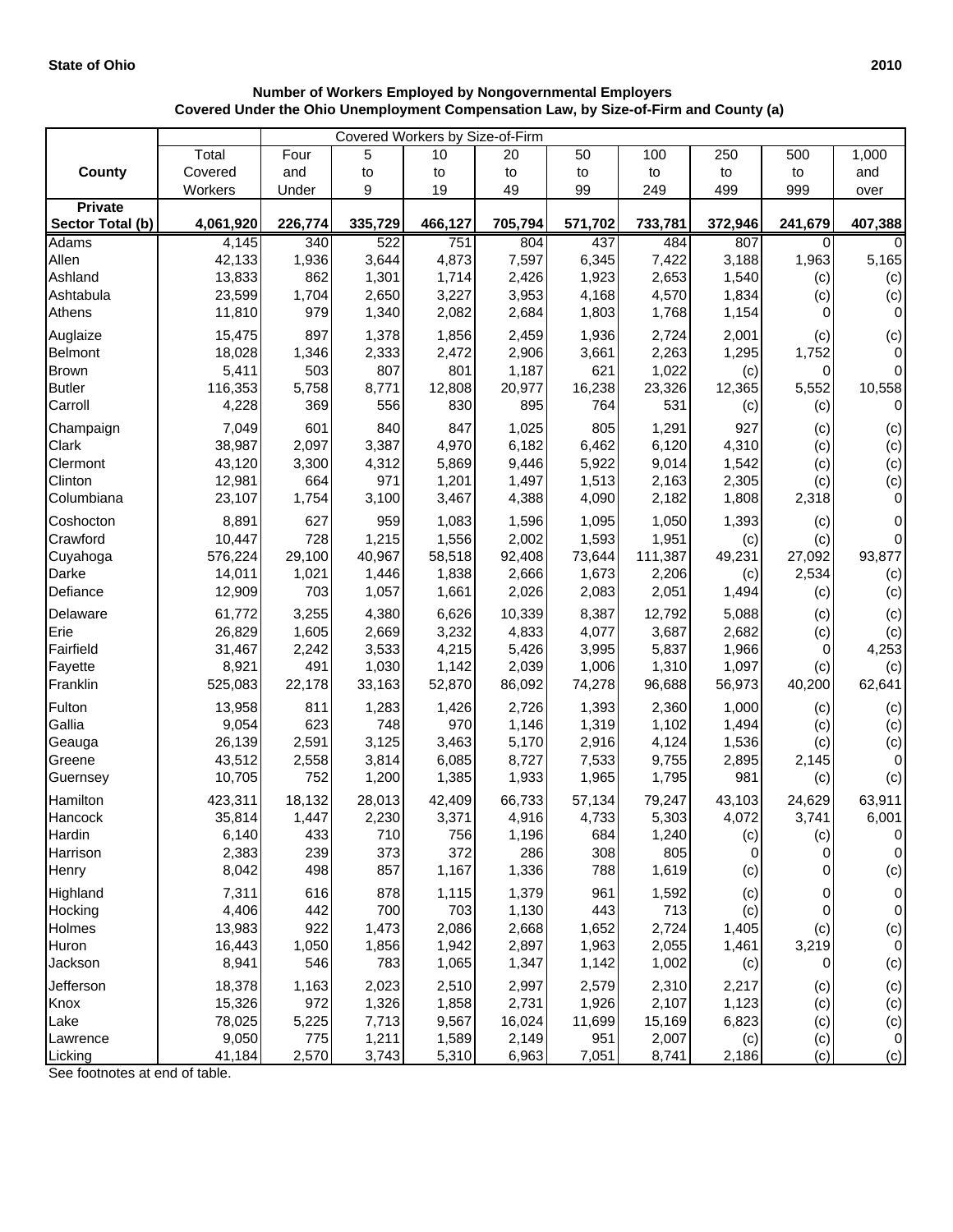**State of Ohio** **2010**

**Number of Workers Employed by Nongovernmental Employers**
**Covered Under the Ohio Unemployment Compensation Law, by Size-of-Firm and County (a)**

| | | Covered Workers by Size-of-Firm | | | | | | | | |
|---|---|---|---|---|---|---|---|---|---|---|
| **County** | Total Covered Workers | Four and Under | 5 to 9 | 10 to 19 | 20 to 49 | 50 to 99 | 100 to 249 | 250 to 499 | 500 to 999 | 1,000 and over |
| **Private Sector Total (b)** | **4,061,920** | **226,774** | **335,729** | **466,127** | **705,794** | **571,702** | **733,781** | **372,946** | **241,679** | **407,388** |
| Adams | 4,145 | 340 | 522 | 751 | 804 | 437 | 484 | 807 | 0 | 0 |
| Allen | 42,133 | 1,936 | 3,644 | 4,873 | 7,597 | 6,345 | 7,422 | 3,188 | 1,963 | 5,165 |
| Ashland | 13,833 | 862 | 1,301 | 1,714 | 2,426 | 1,923 | 2,653 | 1,540 | (c) | (c) |
| Ashtabula | 23,599 | 1,704 | 2,650 | 3,227 | 3,953 | 4,168 | 4,570 | 1,834 | (c) | (c) |
| Athens | 11,810 | 979 | 1,340 | 2,082 | 2,684 | 1,803 | 1,768 | 1,154 | 0 | 0 |
| Auglaize | 15,475 | 897 | 1,378 | 1,856 | 2,459 | 1,936 | 2,724 | 2,001 | (c) | (c) |
| Belmont | 18,028 | 1,346 | 2,333 | 2,472 | 2,906 | 3,661 | 2,263 | 1,295 | 1,752 | 0 |
| Brown | 5,411 | 503 | 807 | 801 | 1,187 | 621 | 1,022 | (c) | 0 | 0 |
| Butler | 116,353 | 5,758 | 8,771 | 12,808 | 20,977 | 16,238 | 23,326 | 12,365 | 5,552 | 10,558 |
| Carroll | 4,228 | 369 | 556 | 830 | 895 | 764 | 531 | (c) | (c) | 0 |
| Champaign | 7,049 | 601 | 840 | 847 | 1,025 | 805 | 1,291 | 927 | (c) | (c) |
| Clark | 38,987 | 2,097 | 3,387 | 4,970 | 6,182 | 6,462 | 6,120 | 4,310 | (c) | (c) |
| Clermont | 43,120 | 3,300 | 4,312 | 5,869 | 9,446 | 5,922 | 9,014 | 1,542 | (c) | (c) |
| Clinton | 12,981 | 664 | 971 | 1,201 | 1,497 | 1,513 | 2,163 | 2,305 | (c) | (c) |
| Columbiana | 23,107 | 1,754 | 3,100 | 3,467 | 4,388 | 4,090 | 2,182 | 1,808 | 2,318 | 0 |
| Coshocton | 8,891 | 627 | 959 | 1,083 | 1,596 | 1,095 | 1,050 | 1,393 | (c) | 0 |
| Crawford | 10,447 | 728 | 1,215 | 1,556 | 2,002 | 1,593 | 1,951 | (c) | (c) | 0 |
| Cuyahoga | 576,224 | 29,100 | 40,967 | 58,518 | 92,408 | 73,644 | 111,387 | 49,231 | 27,092 | 93,877 |
| Darke | 14,011 | 1,021 | 1,446 | 1,838 | 2,666 | 1,673 | 2,206 | (c) | 2,534 | (c) |
| Defiance | 12,909 | 703 | 1,057 | 1,661 | 2,026 | 2,083 | 2,051 | 1,494 | (c) | (c) |
| Delaware | 61,772 | 3,255 | 4,380 | 6,626 | 10,339 | 8,387 | 12,792 | 5,088 | (c) | (c) |
| Erie | 26,829 | 1,605 | 2,669 | 3,232 | 4,833 | 4,077 | 3,687 | 2,682 | (c) | (c) |
| Fairfield | 31,467 | 2,242 | 3,533 | 4,215 | 5,426 | 3,995 | 5,837 | 1,966 | 0 | 4,253 |
| Fayette | 8,921 | 491 | 1,030 | 1,142 | 2,039 | 1,006 | 1,310 | 1,097 | (c) | (c) |
| Franklin | 525,083 | 22,178 | 33,163 | 52,870 | 86,092 | 74,278 | 96,688 | 56,973 | 40,200 | 62,641 |
| Fulton | 13,958 | 811 | 1,283 | 1,426 | 2,726 | 1,393 | 2,360 | 1,000 | (c) | (c) |
| Gallia | 9,054 | 623 | 748 | 970 | 1,146 | 1,319 | 1,102 | 1,494 | (c) | (c) |
| Geauga | 26,139 | 2,591 | 3,125 | 3,463 | 5,170 | 2,916 | 4,124 | 1,536 | (c) | (c) |
| Greene | 43,512 | 2,558 | 3,814 | 6,085 | 8,727 | 7,533 | 9,755 | 2,895 | 2,145 | 0 |
| Guernsey | 10,705 | 752 | 1,200 | 1,385 | 1,933 | 1,965 | 1,795 | 981 | (c) | (c) |
| Hamilton | 423,311 | 18,132 | 28,013 | 42,409 | 66,733 | 57,134 | 79,247 | 43,103 | 24,629 | 63,911 |
| Hancock | 35,814 | 1,447 | 2,230 | 3,371 | 4,916 | 4,733 | 5,303 | 4,072 | 3,741 | 6,001 |
| Hardin | 6,140 | 433 | 710 | 756 | 1,196 | 684 | 1,240 | (c) | (c) | 0 |
| Harrison | 2,383 | 239 | 373 | 372 | 286 | 308 | 805 | 0 | 0 | 0 |
| Henry | 8,042 | 498 | 857 | 1,167 | 1,336 | 788 | 1,619 | (c) | 0 | (c) |
| Highland | 7,311 | 616 | 878 | 1,115 | 1,379 | 961 | 1,592 | (c) | 0 | 0 |
| Hocking | 4,406 | 442 | 700 | 703 | 1,130 | 443 | 713 | (c) | 0 | 0 |
| Holmes | 13,983 | 922 | 1,473 | 2,086 | 2,668 | 1,652 | 2,724 | 1,405 | (c) | (c) |
| Huron | 16,443 | 1,050 | 1,856 | 1,942 | 2,897 | 1,963 | 2,055 | 1,461 | 3,219 | 0 |
| Jackson | 8,941 | 546 | 783 | 1,065 | 1,347 | 1,142 | 1,002 | (c) | 0 | (c) |
| Jefferson | 18,378 | 1,163 | 2,023 | 2,510 | 2,997 | 2,579 | 2,310 | 2,217 | (c) | (c) |
| Knox | 15,326 | 972 | 1,326 | 1,858 | 2,731 | 1,926 | 2,107 | 1,123 | (c) | (c) |
| Lake | 78,025 | 5,225 | 7,713 | 9,567 | 16,024 | 11,699 | 15,169 | 6,823 | (c) | (c) |
| Lawrence | 9,050 | 775 | 1,211 | 1,589 | 2,149 | 951 | 2,007 | (c) | (c) | 0 |
| Licking | 41,184 | 2,570 | 3,743 | 5,310 | 6,963 | 7,051 | 8,741 | 2,186 | (c) | (c) |

See footnotes at end of table.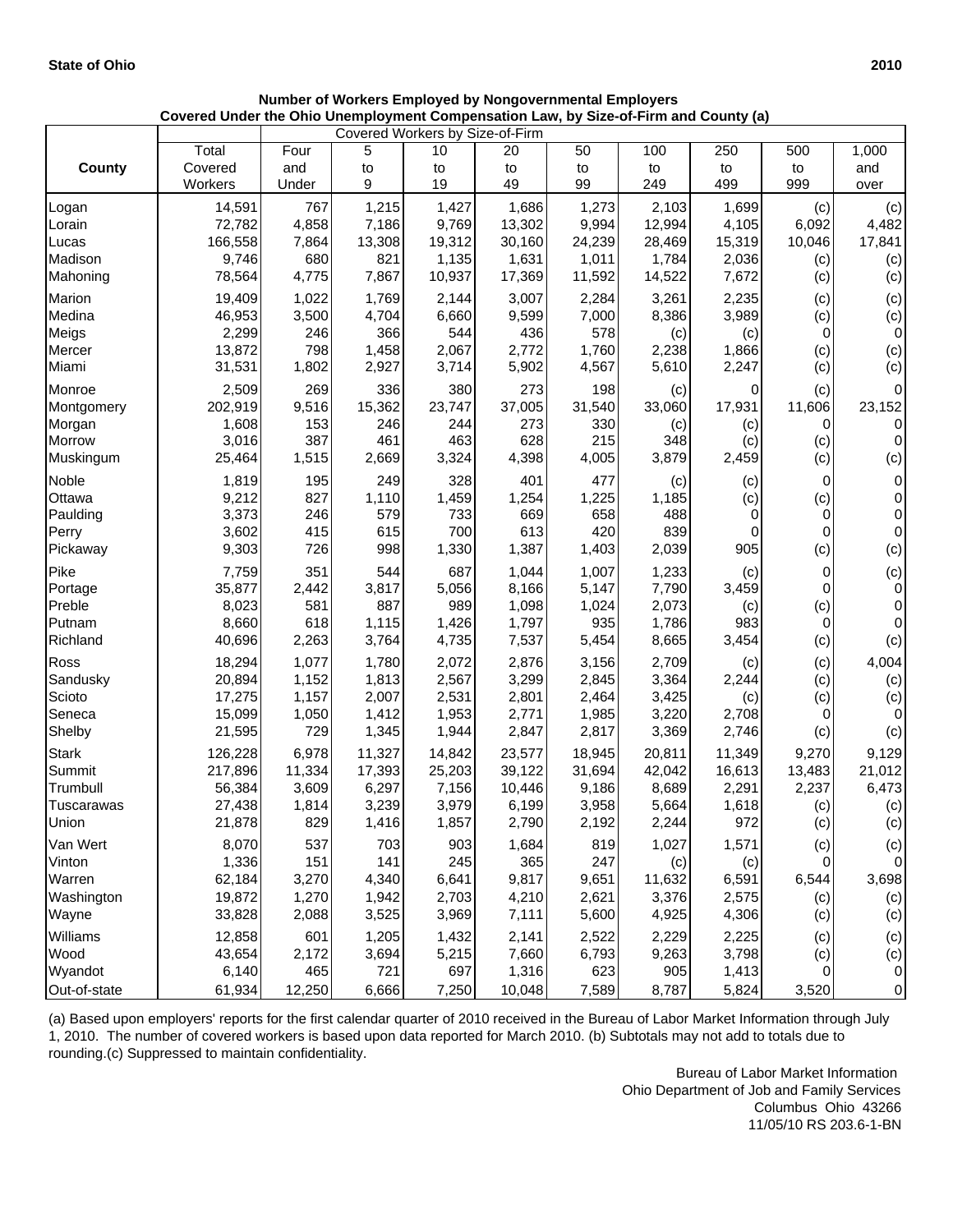**Number of Workers Employed by Nongovernmental Employers Covered Under the Ohio Unemployment Compensation Law, by Size-of-Firm and County (a)**

| County | Total Covered Workers | Covered Workers by Size-of-Firm | | | | | | | | |
|---|---|---|---|---|---|---|---|---|---|---|
| | | Four and Under | 5 to 9 | 10 to 19 | 20 to 49 | 50 to 99 | 100 to 249 | 250 to 499 | 500 to 999 | 1,000 and over |
| Logan | 14,591 | 767 | 1,215 | 1,427 | 1,686 | 1,273 | 2,103 | 1,699 | (c) | (c) |
| Lorain | 72,782 | 4,858 | 7,186 | 9,769 | 13,302 | 9,994 | 12,994 | 4,105 | 6,092 | 4,482 |
| Lucas | 166,558 | 7,864 | 13,308 | 19,312 | 30,160 | 24,239 | 28,469 | 15,319 | 10,046 | 17,841 |
| Madison | 9,746 | 680 | 821 | 1,135 | 1,631 | 1,011 | 1,784 | 2,036 | (c) | (c) |
| Mahoning | 78,564 | 4,775 | 7,867 | 10,937 | 17,369 | 11,592 | 14,522 | 7,672 | (c) | (c) |
| Marion | 19,409 | 1,022 | 1,769 | 2,144 | 3,007 | 2,284 | 3,261 | 2,235 | (c) | (c) |
| Medina | 46,953 | 3,500 | 4,704 | 6,660 | 9,599 | 7,000 | 8,386 | 3,989 | (c) | (c) |
| Meigs | 2,299 | 246 | 366 | 544 | 436 | 578 | (c) | (c) | 0 | 0 |
| Mercer | 13,872 | 798 | 1,458 | 2,067 | 2,772 | 1,760 | 2,238 | 1,866 | (c) | (c) |
| Miami | 31,531 | 1,802 | 2,927 | 3,714 | 5,902 | 4,567 | 5,610 | 2,247 | (c) | (c) |
| Monroe | 2,509 | 269 | 336 | 380 | 273 | 198 | (c) | 0 | (c) | 0 |
| Montgomery | 202,919 | 9,516 | 15,362 | 23,747 | 37,005 | 31,540 | 33,060 | 17,931 | 11,606 | 23,152 |
| Morgan | 1,608 | 153 | 246 | 244 | 273 | 330 | (c) | (c) | 0 | 0 |
| Morrow | 3,016 | 387 | 461 | 463 | 628 | 215 | 348 | (c) | (c) | 0 |
| Muskingum | 25,464 | 1,515 | 2,669 | 3,324 | 4,398 | 4,005 | 3,879 | 2,459 | (c) | (c) |
| Noble | 1,819 | 195 | 249 | 328 | 401 | 477 | (c) | (c) | 0 | 0 |
| Ottawa | 9,212 | 827 | 1,110 | 1,459 | 1,254 | 1,225 | 1,185 | (c) | (c) | 0 |
| Paulding | 3,373 | 246 | 579 | 733 | 669 | 658 | 488 | 0 | 0 | 0 |
| Perry | 3,602 | 415 | 615 | 700 | 613 | 420 | 839 | 0 | 0 | 0 |
| Pickaway | 9,303 | 726 | 998 | 1,330 | 1,387 | 1,403 | 2,039 | 905 | (c) | (c) |
| Pike | 7,759 | 351 | 544 | 687 | 1,044 | 1,007 | 1,233 | (c) | 0 | (c) |
| Portage | 35,877 | 2,442 | 3,817 | 5,056 | 8,166 | 5,147 | 7,790 | 3,459 | 0 | 0 |
| Preble | 8,023 | 581 | 887 | 989 | 1,098 | 1,024 | 2,073 | (c) | (c) | 0 |
| Putnam | 8,660 | 618 | 1,115 | 1,426 | 1,797 | 935 | 1,786 | 983 | 0 | 0 |
| Richland | 40,696 | 2,263 | 3,764 | 4,735 | 7,537 | 5,454 | 8,665 | 3,454 | (c) | (c) |
| Ross | 18,294 | 1,077 | 1,780 | 2,072 | 2,876 | 3,156 | 2,709 | (c) | (c) | 4,004 |
| Sandusky | 20,894 | 1,152 | 1,813 | 2,567 | 3,299 | 2,845 | 3,364 | 2,244 | (c) | (c) |
| Scioto | 17,275 | 1,157 | 2,007 | 2,531 | 2,801 | 2,464 | 3,425 | (c) | (c) | (c) |
| Seneca | 15,099 | 1,050 | 1,412 | 1,953 | 2,771 | 1,985 | 3,220 | 2,708 | 0 | 0 |
| Shelby | 21,595 | 729 | 1,345 | 1,944 | 2,847 | 2,817 | 3,369 | 2,746 | (c) | (c) |
| Stark | 126,228 | 6,978 | 11,327 | 14,842 | 23,577 | 18,945 | 20,811 | 11,349 | 9,270 | 9,129 |
| Summit | 217,896 | 11,334 | 17,393 | 25,203 | 39,122 | 31,694 | 42,042 | 16,613 | 13,483 | 21,012 |
| Trumbull | 56,384 | 3,609 | 6,297 | 7,156 | 10,446 | 9,186 | 8,689 | 2,291 | 2,237 | 6,473 |
| Tuscarawas | 27,438 | 1,814 | 3,239 | 3,979 | 6,199 | 3,958 | 5,664 | 1,618 | (c) | (c) |
| Union | 21,878 | 829 | 1,416 | 1,857 | 2,790 | 2,192 | 2,244 | 972 | (c) | (c) |
| Van Wert | 8,070 | 537 | 703 | 903 | 1,684 | 819 | 1,027 | 1,571 | (c) | (c) |
| Vinton | 1,336 | 151 | 141 | 245 | 365 | 247 | (c) | (c) | 0 | 0 |
| Warren | 62,184 | 3,270 | 4,340 | 6,641 | 9,817 | 9,651 | 11,632 | 6,591 | 6,544 | 3,698 |
| Washington | 19,872 | 1,270 | 1,942 | 2,703 | 4,210 | 2,621 | 3,376 | 2,575 | (c) | (c) |
| Wayne | 33,828 | 2,088 | 3,525 | 3,969 | 7,111 | 5,600 | 4,925 | 4,306 | (c) | (c) |
| Williams | 12,858 | 601 | 1,205 | 1,432 | 2,141 | 2,522 | 2,229 | 2,225 | (c) | (c) |
| Wood | 43,654 | 2,172 | 3,694 | 5,215 | 7,660 | 6,793 | 9,263 | 3,798 | (c) | (c) |
| Wyandot | 6,140 | 465 | 721 | 697 | 1,316 | 623 | 905 | 1,413 | 0 | 0 |
| Out-of-state | 61,934 | 12,250 | 6,666 | 7,250 | 10,048 | 7,589 | 8,787 | 5,824 | 3,520 | 0 |

(a) Based upon employers' reports for the first calendar quarter of 2010 received in the Bureau of Labor Market Information through July 1, 2010. The number of covered workers is based upon data reported for March 2010. (b) Subtotals may not add to totals due to rounding.(c) Suppressed to maintain confidentiality.

Bureau of Labor Market Information
Ohio Department of Job and Family Services
Columbus Ohio 43266
11/05/10 RS 203.6-1-BN